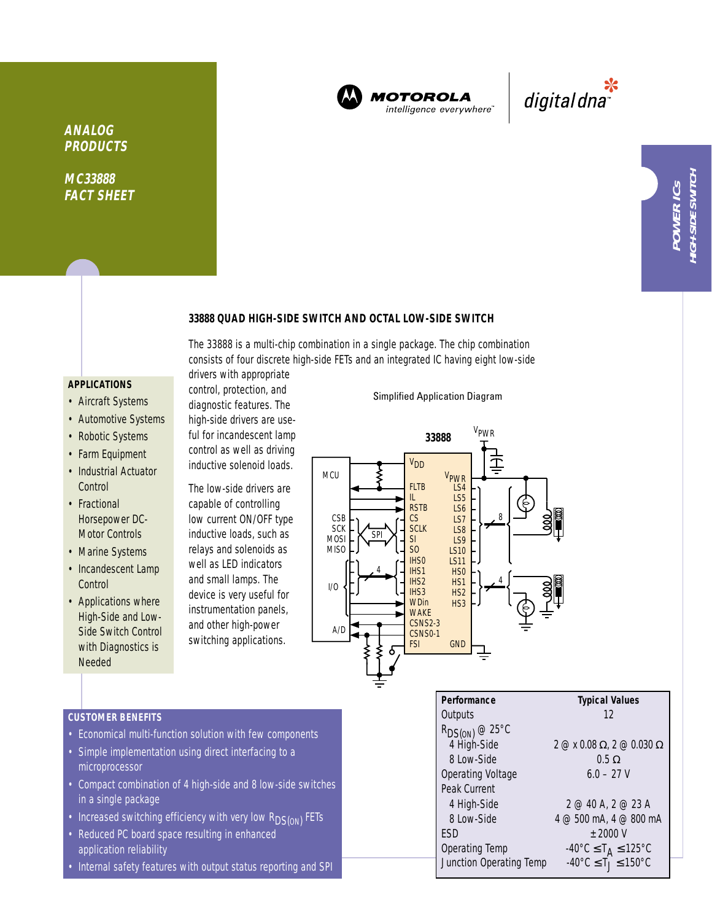ANALOG PRODUCTS

MC33888 FACT SHEET

MOTOROLA intelligence everywhere™ | digital dna™

POWER ICs HIGH-SIDE SWITCH

## 33888 QUAD HIGH-SIDE SWITCH AND OCTAL LOW-SIDE SWITCH

The 33888 is a multi-chip combination in a single package. The chip combination consists of four discrete high-side FETs and an integrated IC having eight low-side drivers with appropriate control, protection, and diagnostic features. The high-side drivers are useful for incandescent lamp control as well as driving inductive solenoid loads.

The low-side drivers are capable of controlling low current ON/OFF type inductive loads, such as relays and solenoids as well as LED indicators and small lamps. The device is very useful for instrumentation panels, and other high-power switching applications.

### APPLICATIONS

- Aircraft Systems
- Automotive Systems
- Robotic Systems
- Farm Equipment
- Industrial Actuator Control
- Fractional Horsepower DC-Motor Controls
- Marine Systems
- Incandescent Lamp Control
- Applications where High-Side and Low-Side Switch Control with Diagnostics is Needed

Simplified Application Diagram

### CUSTOMER BENEFITS

- Economical multi-function solution with few components
- Simple implementation using direct interfacing to a microprocessor
- Compact combination of 4 high-side and 8 low-side switches in a single package
- Increased switching efficiency with very low $R_{DS(ON)}$ FETs
- Reduced PC board space resulting in enhanced application reliability
- Internal safety features with output status reporting and SPI

| Performance | Typical Values |
|---|---|
| Outputs | 12 |
| $R_{DS(ON)}$ @ 25°C | |
| 4 High-Side | 2 @ x 0.08 Ω, 2 @ 0.030 Ω |
| 8 Low-Side | 0.5 Ω |
| Operating Voltage | 6.0 – 27 V |
| Peak Current | |
| 4 High-Side | 2 @ 40 A, 2 @ 23 A |
| 8 Low-Side | 4 @ 500 mA, 4 @ 800 mA |
| ESD | ±2000 V |
| Operating Temp | -40°C ≤ $T_A$ ≤ 125°C |
| Junction Operating Temp | -40°C ≤ $T_J$ ≤ 150°C |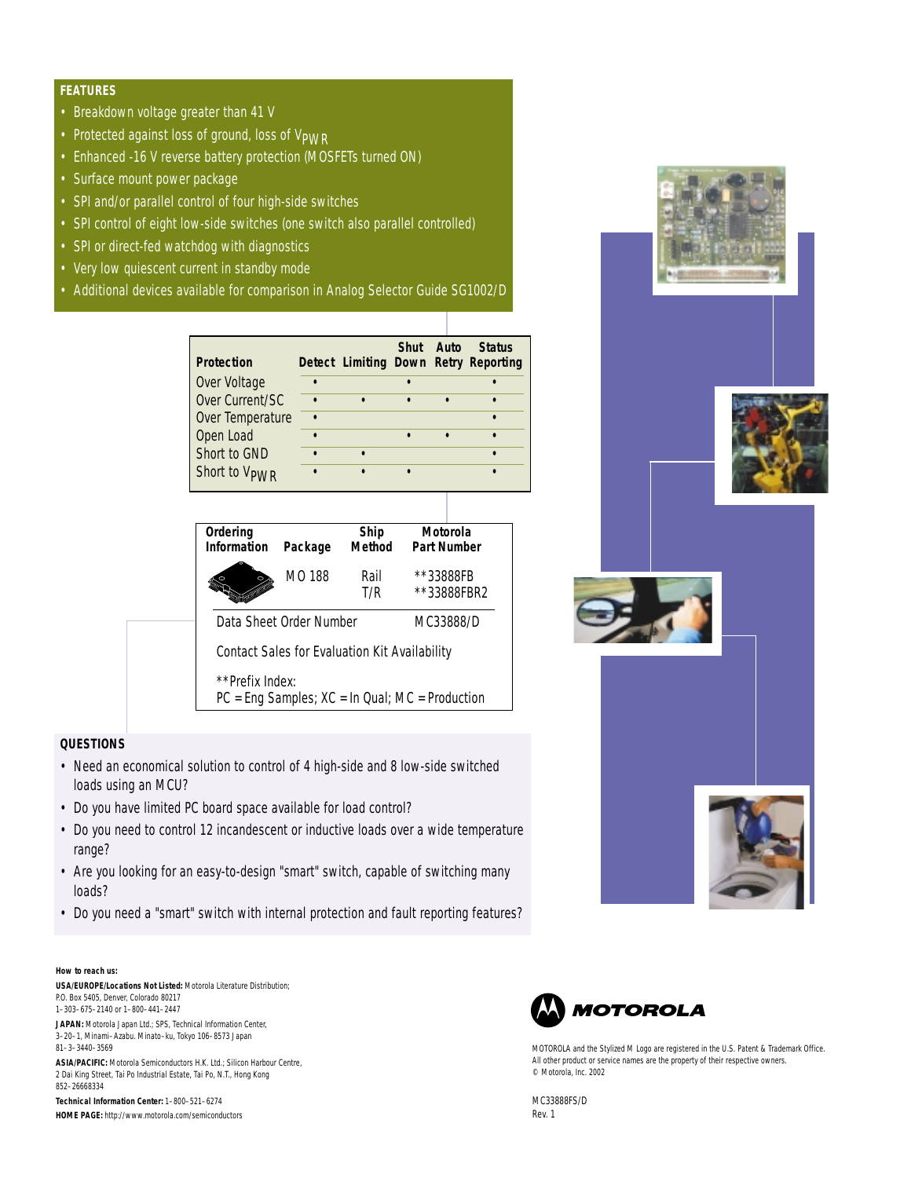## FEATURES

- Breakdown voltage greater than 41 V
- Protected against loss of ground, loss of $V_{PWR}$
- Enhanced -16 V reverse battery protection (MOSFETs turned ON)
- Surface mount power package
- SPI and/or parallel control of four high-side switches
- SPI control of eight low-side switches (one switch also parallel controlled)
- SPI or direct-fed watchdog with diagnostics
- Very low quiescent current in standby mode
- Additional devices available for comparison in Analog Selector Guide SG1002/D

| Protection | Detect | Limiting | Shut Down | Auto Retry | Status Reporting |
|---|---|---|---|---|---|
| Over Voltage | • | | • | | • |
| Over Current/SC | • | • | • | • | • |
| Over Temperature | • | | | | • |
| Open Load | • | | • | • | • |
| Short to GND | • | • | | | • |
| Short to $V_{PWR}$ | • | • | • | | • |

| Ordering Information | Package | Ship Method | Motorola Part Number |
|---|---|---|---|
| | MO 188 | Rail | **33888FB |
| | | T/R | **33888FBR2 |
| Data Sheet Order Number | | | MC33888/D |
| Contact Sales for Evaluation Kit Availability | | | |
| **Prefix Index: PC = Eng Samples; XC = In Qual; MC = Production | | | |

## QUESTIONS

- Need an economical solution to control of 4 high-side and 8 low-side switched loads using an MCU?
- Do you have limited PC board space available for load control?
- Do you need to control 12 incandescent or inductive loads over a wide temperature range?
- Are you looking for an easy-to-design "smart" switch, capable of switching many loads?
- Do you need a "smart" switch with internal protection and fault reporting features?

**How to reach us:**

**USA/EUROPE/Locations Not Listed:** Motorola Literature Distribution; P.O. Box 5405, Denver, Colorado 80217
1–303–675–2140 or 1–800–441–2447

**JAPAN:** Motorola Japan Ltd.; SPS, Technical Information Center, 3–20–1, Minami–Azabu. Minato–ku, Tokyo 106–8573 Japan
81–3–3440–3569

**ASIA/PACIFIC:** Motorola Semiconductors H.K. Ltd.; Silicon Harbour Centre, 2 Dai King Street, Tai Po Industrial Estate, Tai Po, N.T., Hong Kong
852–26668334

**Technical Information Center:** 1–800–521–6274

**HOME PAGE:** http://www.motorola.com/semiconductors

MOTOROLA

MOTOROLA and the Stylized M Logo are registered in the U.S. Patent & Trademark Office. All other product or service names are the property of their respective owners.
© Motorola, Inc. 2002

MC33888FS/D
Rev. 1